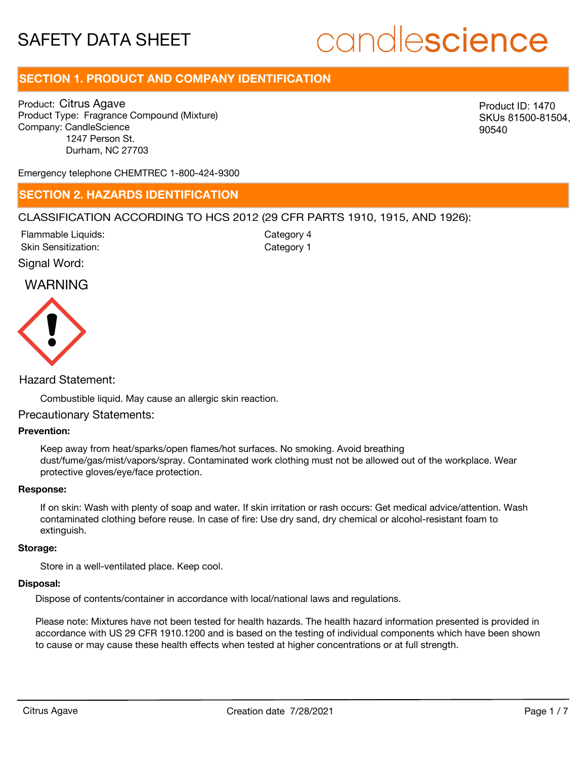# SAFETY DATA SHEET

candlescience

## SECTION 1. PRODUCT AND COMPANY IDENTIFICATION

Product: Citrus Agave
Product Type: Fragrance Compound (Mixture)
Company: CandleScience
1247 Person St.
Durham, NC 27703

Product ID: 1470
SKUs 81500-81504, 90540

Emergency telephone CHEMTREC 1-800-424-9300

## SECTION 2. HAZARDS IDENTIFICATION

CLASSIFICATION ACCORDING TO HCS 2012 (29 CFR PARTS 1910, 1915, AND 1926):

| | |
|---|---|
| Flammable Liquids: | Category 4 |
| Skin Sensitization: | Category 1 |

Signal Word:

WARNING

Hazard Statement:

Combustible liquid. May cause an allergic skin reaction.

Precautionary Statements:

**Prevention:**

Keep away from heat/sparks/open flames/hot surfaces. No smoking. Avoid breathing dust/fume/gas/mist/vapors/spray. Contaminated work clothing must not be allowed out of the workplace. Wear protective gloves/eye/face protection.

**Response:**

If on skin: Wash with plenty of soap and water. If skin irritation or rash occurs: Get medical advice/attention. Wash contaminated clothing before reuse. In case of fire: Use dry sand, dry chemical or alcohol-resistant foam to extinguish.

**Storage:**

Store in a well-ventilated place. Keep cool.

**Disposal:**

Dispose of contents/container in accordance with local/national laws and regulations.

Please note: Mixtures have not been tested for health hazards. The health hazard information presented is provided in accordance with US 29 CFR 1910.1200 and is based on the testing of individual components which have been shown to cause or may cause these health effects when tested at higher concentrations or at full strength.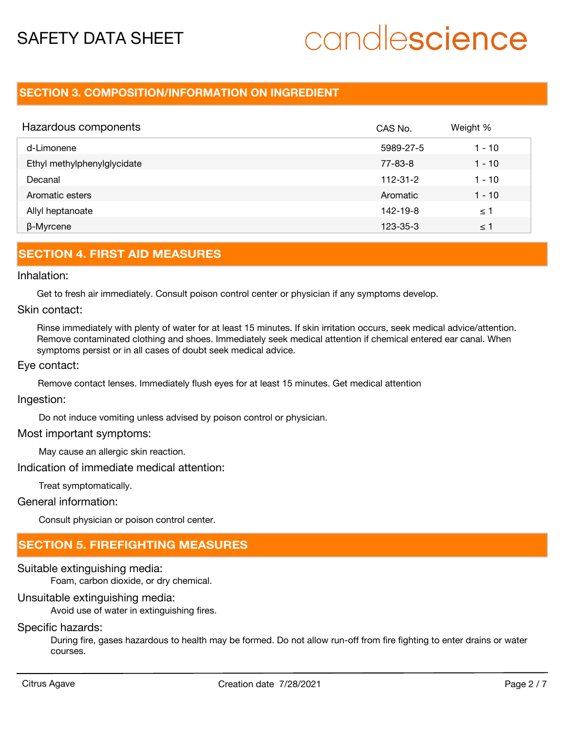## SECTION 3. COMPOSITION/INFORMATION ON INGREDIENT

| Hazardous components | CAS No. | Weight % |
|---|---|---|
| d-Limonene | 5989-27-5 | 1 - 10 |
| Ethyl methylphenylglycidate | 77-83-8 | 1 - 10 |
| Decanal | 112-31-2 | 1 - 10 |
| Aromatic esters | Aromatic | 1 - 10 |
| Allyl heptanoate | 142-19-8 | ≤ 1 |
| β-Myrcene | 123-35-3 | ≤ 1 |

## SECTION 4. FIRST AID MEASURES

Inhalation:

Get to fresh air immediately. Consult poison control center or physician if any symptoms develop.

Skin contact:

Rinse immediately with plenty of water for at least 15 minutes. If skin irritation occurs, seek medical advice/attention. Remove contaminated clothing and shoes. Immediately seek medical attention if chemical entered ear canal. When symptoms persist or in all cases of doubt seek medical advice.

Eye contact:

Remove contact lenses. Immediately flush eyes for at least 15 minutes. Get medical attention

Ingestion:

Do not induce vomiting unless advised by poison control or physician.

Most important symptoms:

May cause an allergic skin reaction.

Indication of immediate medical attention:

Treat symptomatically.

General information:

Consult physician or poison control center.

## SECTION 5. FIREFIGHTING MEASURES

Suitable extinguishing media:

Foam, carbon dioxide, or dry chemical.

Unsuitable extinguishing media:

Avoid use of water in extinguishing fires.

Specific hazards:

During fire, gases hazardous to health may be formed. Do not allow run-off from fire fighting to enter drains or water courses.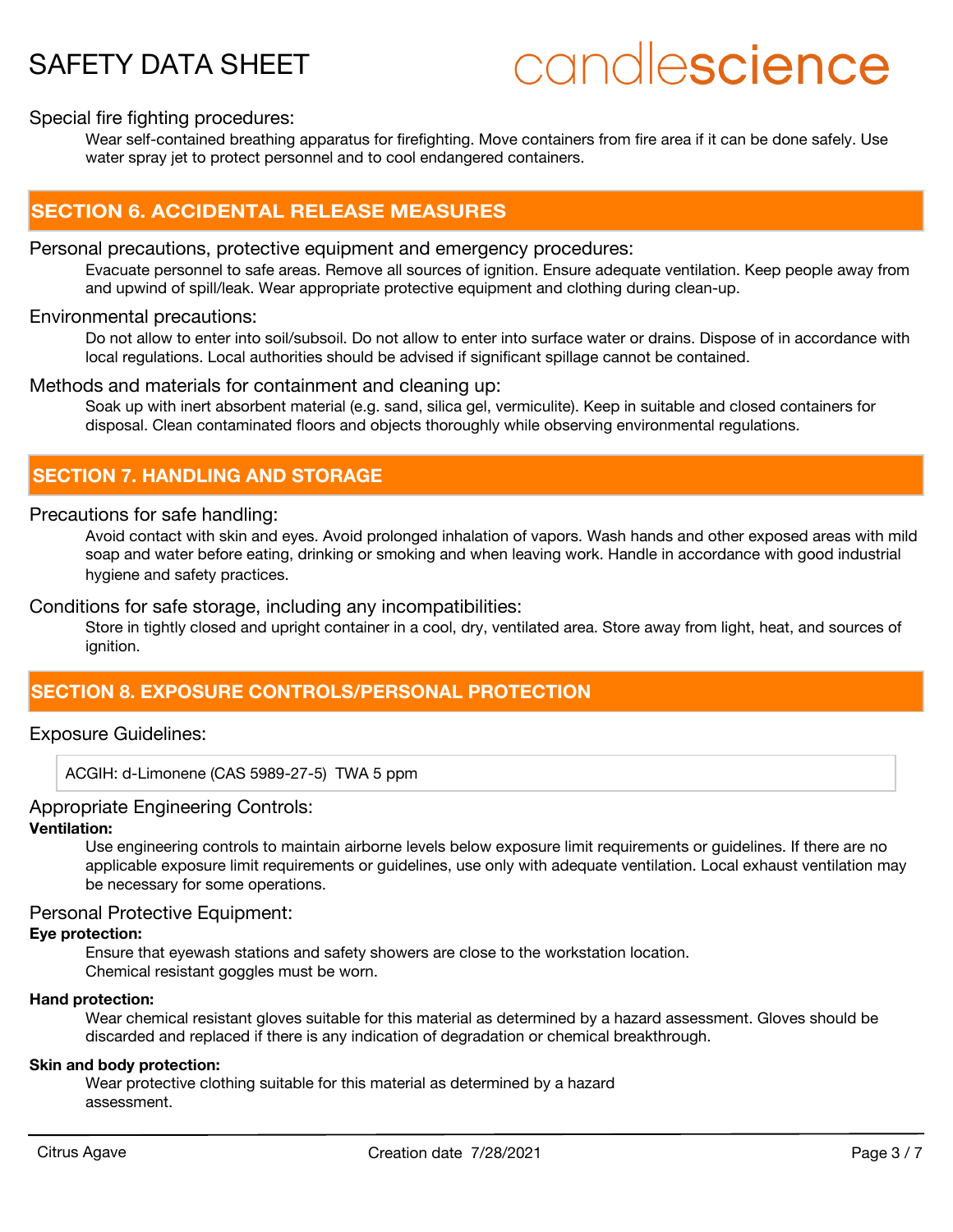Special fire fighting procedures:

Wear self-contained breathing apparatus for firefighting. Move containers from fire area if it can be done safely. Use water spray jet to protect personnel and to cool endangered containers.

## SECTION 6. ACCIDENTAL RELEASE MEASURES

Personal precautions, protective equipment and emergency procedures:

Evacuate personnel to safe areas. Remove all sources of ignition. Ensure adequate ventilation. Keep people away from and upwind of spill/leak. Wear appropriate protective equipment and clothing during clean-up.

Environmental precautions:

Do not allow to enter into soil/subsoil. Do not allow to enter into surface water or drains. Dispose of in accordance with local regulations. Local authorities should be advised if significant spillage cannot be contained.

Methods and materials for containment and cleaning up:

Soak up with inert absorbent material (e.g. sand, silica gel, vermiculite). Keep in suitable and closed containers for disposal. Clean contaminated floors and objects thoroughly while observing environmental regulations.

## SECTION 7. HANDLING AND STORAGE

Precautions for safe handling:

Avoid contact with skin and eyes. Avoid prolonged inhalation of vapors. Wash hands and other exposed areas with mild soap and water before eating, drinking or smoking and when leaving work. Handle in accordance with good industrial hygiene and safety practices.

Conditions for safe storage, including any incompatibilities:

Store in tightly closed and upright container in a cool, dry, ventilated area. Store away from light, heat, and sources of ignition.

## SECTION 8. EXPOSURE CONTROLS/PERSONAL PROTECTION

Exposure Guidelines:

| ACGIH: d-Limonene (CAS 5989-27-5) TWA 5 ppm |
| --- |

Appropriate Engineering Controls:

**Ventilation:**

Use engineering controls to maintain airborne levels below exposure limit requirements or guidelines. If there are no applicable exposure limit requirements or guidelines, use only with adequate ventilation. Local exhaust ventilation may be necessary for some operations.

Personal Protective Equipment:

**Eye protection:**

Ensure that eyewash stations and safety showers are close to the workstation location.
Chemical resistant goggles must be worn.

**Hand protection:**

Wear chemical resistant gloves suitable for this material as determined by a hazard assessment. Gloves should be discarded and replaced if there is any indication of degradation or chemical breakthrough.

**Skin and body protection:**

Wear protective clothing suitable for this material as determined by a hazard assessment.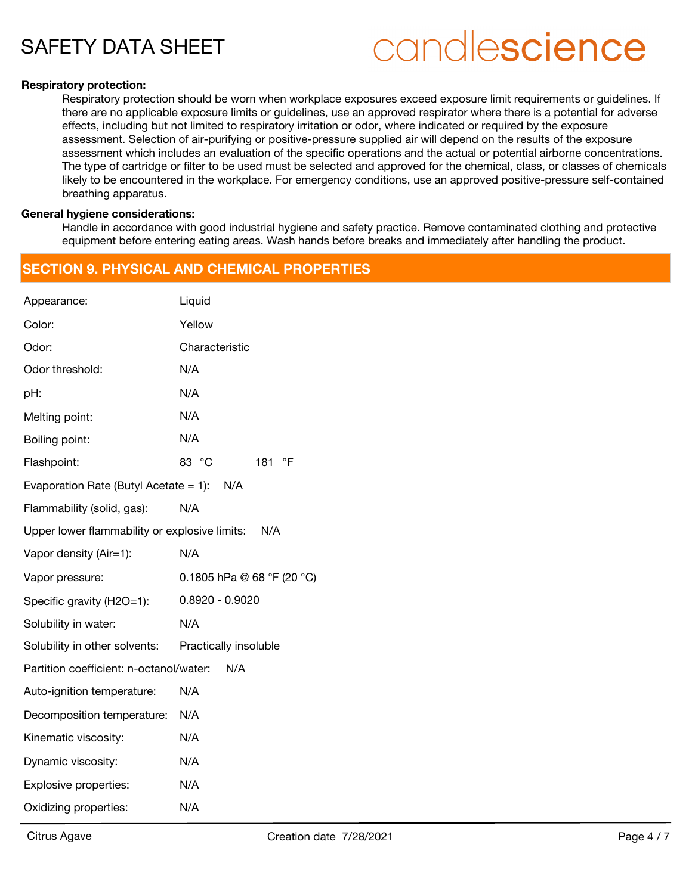**Respiratory protection:**

Respiratory protection should be worn when workplace exposures exceed exposure limit requirements or guidelines. If there are no applicable exposure limits or guidelines, use an approved respirator where there is a potential for adverse effects, including but not limited to respiratory irritation or odor, where indicated or required by the exposure assessment. Selection of air-purifying or positive-pressure supplied air will depend on the results of the exposure assessment which includes an evaluation of the specific operations and the actual or potential airborne concentrations. The type of cartridge or filter to be used must be selected and approved for the chemical, class, or classes of chemicals likely to be encountered in the workplace. For emergency conditions, use an approved positive-pressure self-contained breathing apparatus.

**General hygiene considerations:**

Handle in accordance with good industrial hygiene and safety practice. Remove contaminated clothing and protective equipment before entering eating areas. Wash hands before breaks and immediately after handling the product.

## SECTION 9. PHYSICAL AND CHEMICAL PROPERTIES

| Property | Value |
|---|---|
| Appearance: | Liquid |
| Color: | Yellow |
| Odor: | Characteristic |
| Odor threshold: | N/A |
| pH: | N/A |
| Melting point: | N/A |
| Boiling point: | N/A |
| Flashpoint: | 83 °C 181 °F |
| Evaporation Rate (Butyl Acetate = 1): | N/A |
| Flammability (solid, gas): | N/A |
| Upper lower flammability or explosive limits: | N/A |
| Vapor density (Air=1): | N/A |
| Vapor pressure: | 0.1805 hPa @ 68 °F (20 °C) |
| Specific gravity (H2O=1): | 0.8920 - 0.9020 |
| Solubility in water: | N/A |
| Solubility in other solvents: | Practically insoluble |
| Partition coefficient: n-octanol/water: | N/A |
| Auto-ignition temperature: | N/A |
| Decomposition temperature: | N/A |
| Kinematic viscosity: | N/A |
| Dynamic viscosity: | N/A |
| Explosive properties: | N/A |
| Oxidizing properties: | N/A |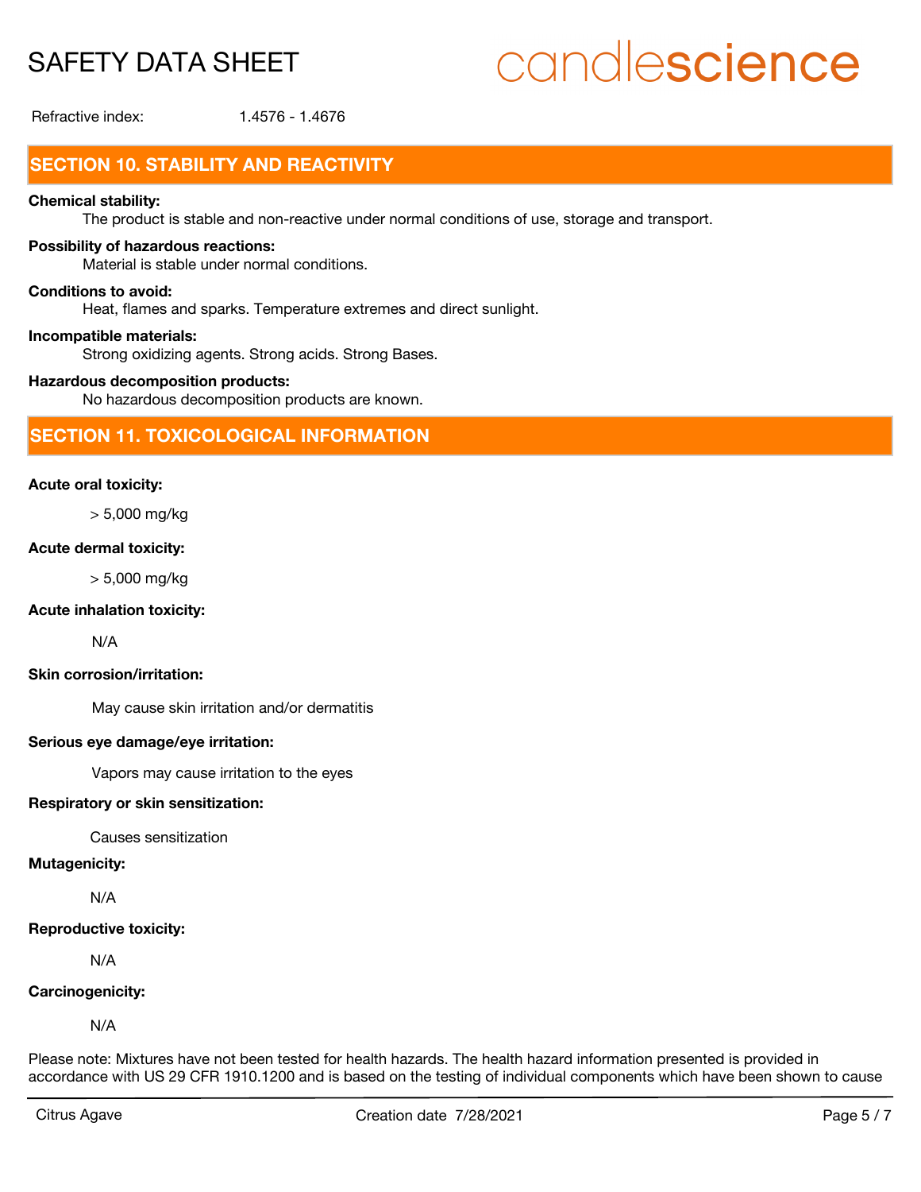Refractive index: 1.4576 - 1.4676

## SECTION 10. STABILITY AND REACTIVITY

**Chemical stability:**
The product is stable and non-reactive under normal conditions of use, storage and transport.

**Possibility of hazardous reactions:**
Material is stable under normal conditions.

**Conditions to avoid:**
Heat, flames and sparks. Temperature extremes and direct sunlight.

**Incompatible materials:**
Strong oxidizing agents. Strong acids. Strong Bases.

**Hazardous decomposition products:**
No hazardous decomposition products are known.

## SECTION 11. TOXICOLOGICAL INFORMATION

**Acute oral toxicity:**

> 5,000 mg/kg

**Acute dermal toxicity:**

> 5,000 mg/kg

**Acute inhalation toxicity:**

N/A

**Skin corrosion/irritation:**

May cause skin irritation and/or dermatitis

**Serious eye damage/eye irritation:**

Vapors may cause irritation to the eyes

**Respiratory or skin sensitization:**

Causes sensitization

**Mutagenicity:**

N/A

**Reproductive toxicity:**

N/A

**Carcinogenicity:**

N/A

Please note: Mixtures have not been tested for health hazards. The health hazard information presented is provided in accordance with US 29 CFR 1910.1200 and is based on the testing of individual components which have been shown to cause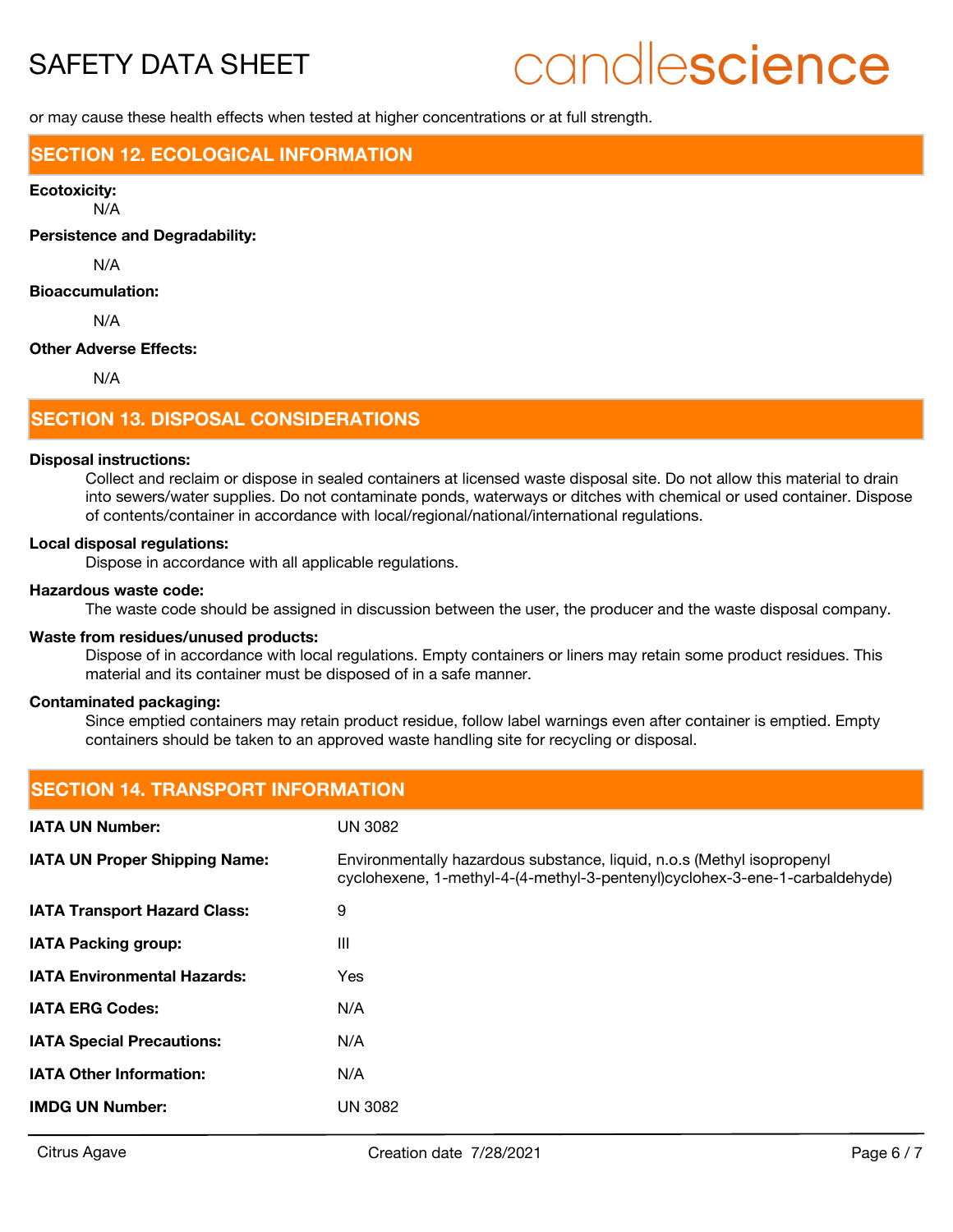or may cause these health effects when tested at higher concentrations or at full strength.

## SECTION 12. ECOLOGICAL INFORMATION

**Ecotoxicity:**

N/A

**Persistence and Degradability:**

N/A

**Bioaccumulation:**

N/A

**Other Adverse Effects:**

N/A

## SECTION 13. DISPOSAL CONSIDERATIONS

**Disposal instructions:**

Collect and reclaim or dispose in sealed containers at licensed waste disposal site. Do not allow this material to drain into sewers/water supplies. Do not contaminate ponds, waterways or ditches with chemical or used container. Dispose of contents/container in accordance with local/regional/national/international regulations.

**Local disposal regulations:**

Dispose in accordance with all applicable regulations.

**Hazardous waste code:**

The waste code should be assigned in discussion between the user, the producer and the waste disposal company.

**Waste from residues/unused products:**

Dispose of in accordance with local regulations. Empty containers or liners may retain some product residues. This material and its container must be disposed of in a safe manner.

**Contaminated packaging:**

Since emptied containers may retain product residue, follow label warnings even after container is emptied. Empty containers should be taken to an approved waste handling site for recycling or disposal.

## SECTION 14. TRANSPORT INFORMATION

| | |
|---|---|
| **IATA UN Number:** | UN 3082 |
| **IATA UN Proper Shipping Name:** | Environmentally hazardous substance, liquid, n.o.s (Methyl isopropenyl cyclohexene, 1-methyl-4-(4-methyl-3-pentenyl)cyclohex-3-ene-1-carbaldehyde) |
| **IATA Transport Hazard Class:** | 9 |
| **IATA Packing group:** | III |
| **IATA Environmental Hazards:** | Yes |
| **IATA ERG Codes:** | N/A |
| **IATA Special Precautions:** | N/A |
| **IATA Other Information:** | N/A |
| **IMDG UN Number:** | UN 3082 |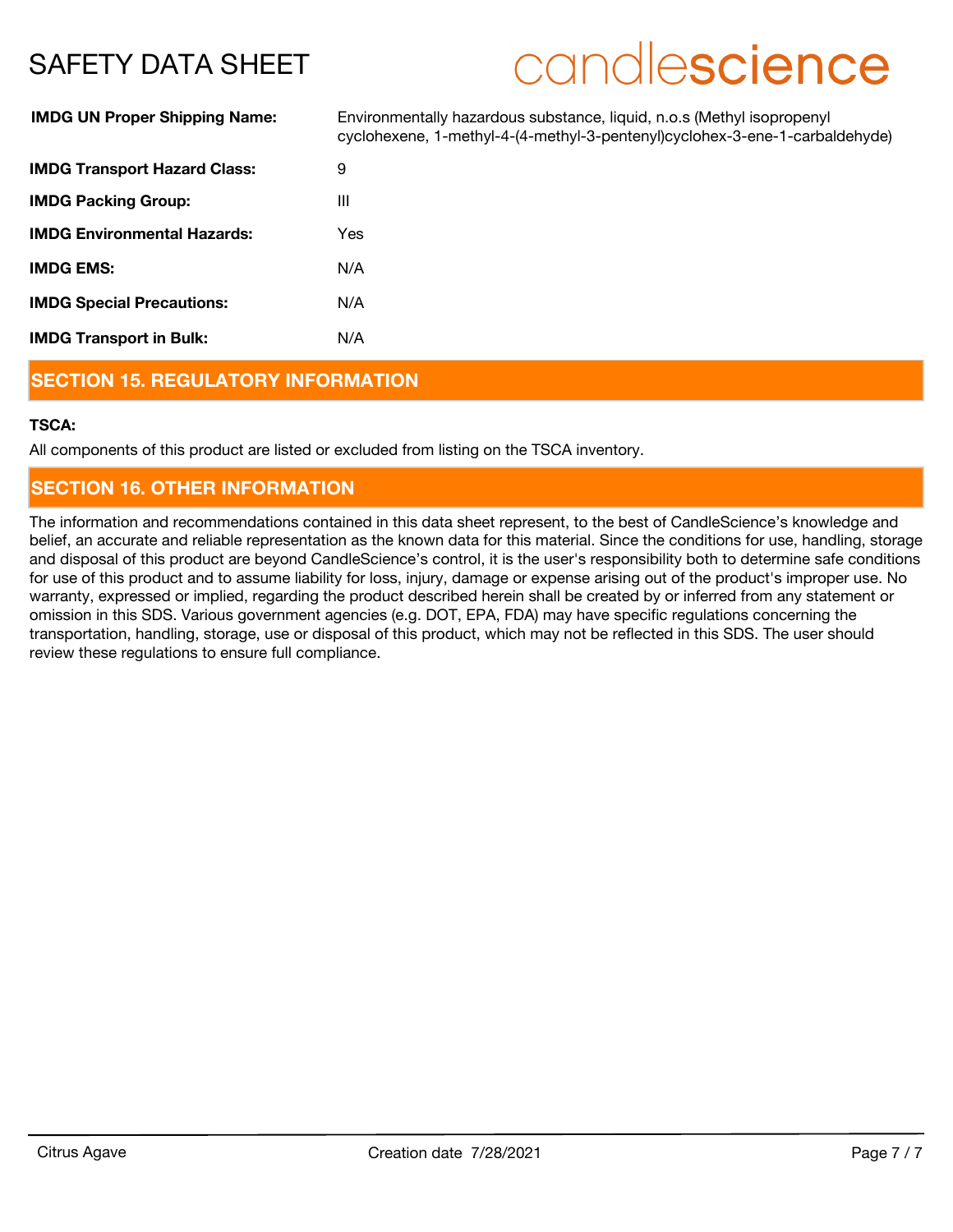| | |
|---|---|
| **IMDG UN Proper Shipping Name:** | Environmentally hazardous substance, liquid, n.o.s (Methyl isopropenyl cyclohexene, 1-methyl-4-(4-methyl-3-pentenyl)cyclohex-3-ene-1-carbaldehyde) |
| **IMDG Transport Hazard Class:** | 9 |
| **IMDG Packing Group:** | III |
| **IMDG Environmental Hazards:** | Yes |
| **IMDG EMS:** | N/A |
| **IMDG Special Precautions:** | N/A |
| **IMDG Transport in Bulk:** | N/A |

## SECTION 15. REGULATORY INFORMATION

**TSCA:**

All components of this product are listed or excluded from listing on the TSCA inventory.

## SECTION 16. OTHER INFORMATION

The information and recommendations contained in this data sheet represent, to the best of CandleScience's knowledge and belief, an accurate and reliable representation as the known data for this material. Since the conditions for use, handling, storage and disposal of this product are beyond CandleScience's control, it is the user's responsibility both to determine safe conditions for use of this product and to assume liability for loss, injury, damage or expense arising out of the product's improper use. No warranty, expressed or implied, regarding the product described herein shall be created by or inferred from any statement or omission in this SDS. Various government agencies (e.g. DOT, EPA, FDA) may have specific regulations concerning the transportation, handling, storage, use or disposal of this product, which may not be reflected in this SDS. The user should review these regulations to ensure full compliance.